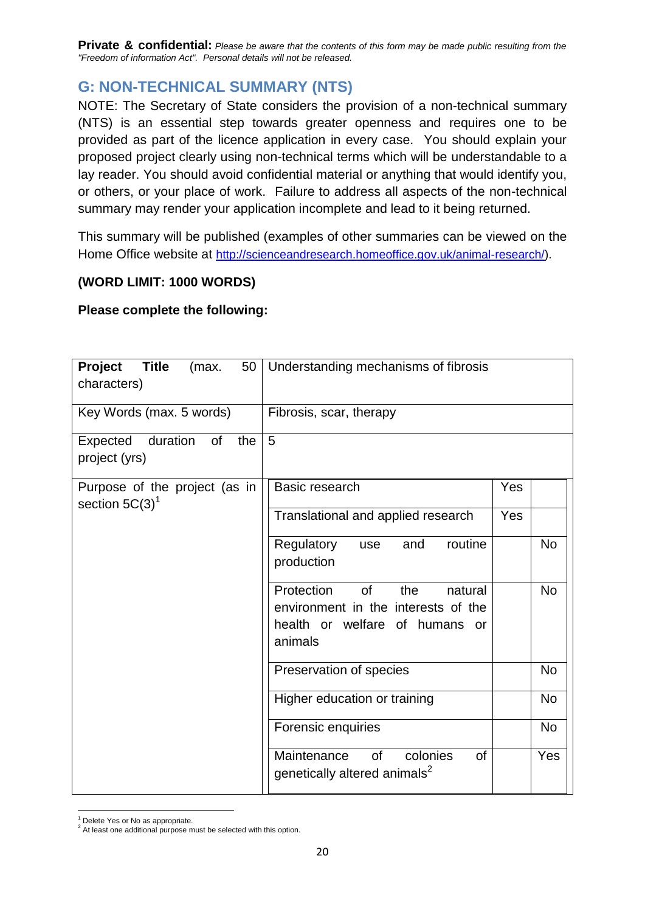**Private & confidential:** *Please be aware that the contents of this form may be made public resulting from the "Freedom of information Act". Personal details will not be released.*

## G: NON-TECHNICAL SUMMARY (NTS)

NOTE: The Secretary of State considers the provision of a non-technical summary (NTS) is an essential step towards greater openness and requires one to be provided as part of the licence application in every case. You should explain your proposed project clearly using non-technical terms which will be understandable to a lay reader. You should avoid confidential material or anything that would identify you, or others, or your place of work. Failure to address all aspects of the non-technical summary may render your application incomplete and lead to it being returned.

This summary will be published (examples of other summaries can be viewed on the Home Office website at http://scienceandresearch.homeoffice.gov.uk/animal-research/).

**(WORD LIMIT: 1000 WORDS)**

**Please complete the following:**

| **Project Title** (max. 50 characters) | Understanding mechanisms of fibrosis | | |
|---|---|---|---|
| Key Words (max. 5 words) | Fibrosis, scar, therapy | | |
| Expected duration of the project (yrs) | 5 | | |
| Purpose of the project (as in section 5C(3)[1] | Basic research | Yes | |
| | Translational and applied research | Yes | |
| | Regulatory use and routine production | | No |
| | Protection of the natural environment in the interests of the health or welfare of humans or animals | | No |
| | Preservation of species | | No |
| | Higher education or training | | No |
| | Forensic enquiries | | No |
| | Maintenance of colonies of genetically altered animals[2] | | Yes |

[1] Delete Yes or No as appropriate.
[2] At least one additional purpose must be selected with this option.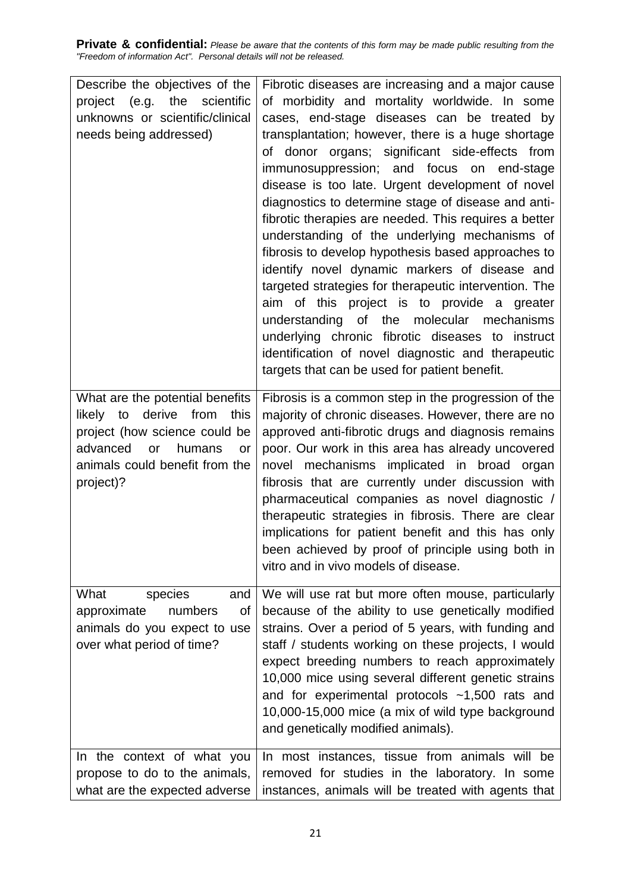**Private & confidential:** *Please be aware that the contents of this form may be made public resulting from the "Freedom of information Act". Personal details will not be released.*

| | |
|---|---|
| Describe the objectives of the project (e.g. the scientific unknowns or scientific/clinical needs being addressed) | Fibrotic diseases are increasing and a major cause of morbidity and mortality worldwide. In some cases, end-stage diseases can be treated by transplantation; however, there is a huge shortage of donor organs; significant side-effects from immunosuppression; and focus on end-stage disease is too late. Urgent development of novel diagnostics to determine stage of disease and anti-fibrotic therapies are needed. This requires a better understanding of the underlying mechanisms of fibrosis to develop hypothesis based approaches to identify novel dynamic markers of disease and targeted strategies for therapeutic intervention. The aim of this project is to provide a greater understanding of the molecular mechanisms underlying chronic fibrotic diseases to instruct identification of novel diagnostic and therapeutic targets that can be used for patient benefit. |
| What are the potential benefits likely to derive from this project (how science could be advanced or humans or animals could benefit from the project)? | Fibrosis is a common step in the progression of the majority of chronic diseases. However, there are no approved anti-fibrotic drugs and diagnosis remains poor. Our work in this area has already uncovered novel mechanisms implicated in broad organ fibrosis that are currently under discussion with pharmaceutical companies as novel diagnostic / therapeutic strategies in fibrosis. There are clear implications for patient benefit and this has only been achieved by proof of principle using both in vitro and in vivo models of disease. |
| What species and approximate numbers of animals do you expect to use over what period of time? | We will use rat but more often mouse, particularly because of the ability to use genetically modified strains. Over a period of 5 years, with funding and staff / students working on these projects, I would expect breeding numbers to reach approximately 10,000 mice using several different genetic strains and for experimental protocols ~1,500 rats and 10,000-15,000 mice (a mix of wild type background and genetically modified animals). |
| In the context of what you propose to do to the animals, what are the expected adverse | In most instances, tissue from animals will be removed for studies in the laboratory. In some instances, animals will be treated with agents that |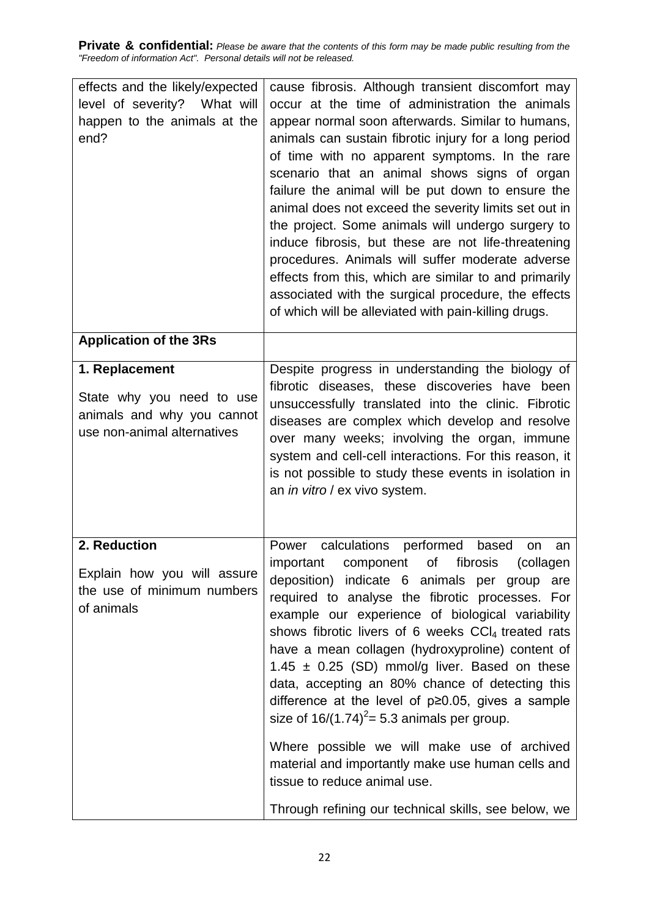**Private & confidential:** *Please be aware that the contents of this form may be made public resulting from the "Freedom of information Act". Personal details will not be released.*

| | |
|---|---|
| effects and the likely/expected level of severity? What will happen to the animals at the end? | cause fibrosis. Although transient discomfort may occur at the time of administration the animals appear normal soon afterwards. Similar to humans, animals can sustain fibrotic injury for a long period of time with no apparent symptoms. In the rare scenario that an animal shows signs of organ failure the animal will be put down to ensure the animal does not exceed the severity limits set out in the project. Some animals will undergo surgery to induce fibrosis, but these are not life-threatening procedures. Animals will suffer moderate adverse effects from this, which are similar to and primarily associated with the surgical procedure, the effects of which will be alleviated with pain-killing drugs. |
| **Application of the 3Rs** | |
| **1. Replacement**<br><br>State why you need to use animals and why you cannot use non-animal alternatives | Despite progress in understanding the biology of fibrotic diseases, these discoveries have been unsuccessfully translated into the clinic. Fibrotic diseases are complex which develop and resolve over many weeks; involving the organ, immune system and cell-cell interactions. For this reason, it is not possible to study these events in isolation in an *in vitro* / ex vivo system. |
| **2. Reduction**<br><br>Explain how you will assure the use of minimum numbers of animals | Power calculations performed based on an important component of fibrosis (collagen deposition) indicate 6 animals per group are required to analyse the fibrotic processes. For example our experience of biological variability shows fibrotic livers of 6 weeks $CCl_4$ treated rats have a mean collagen (hydroxyproline) content of 1.45 ± 0.25 (SD) mmol/g liver. Based on these data, accepting an 80% chance of detecting this difference at the level of $p \geq 0.05$, gives a sample size of $16/(1.74)^2 = 5.3$ animals per group.<br><br>Where possible we will make use of archived material and importantly make use human cells and tissue to reduce animal use.<br><br>Through refining our technical skills, see below, we |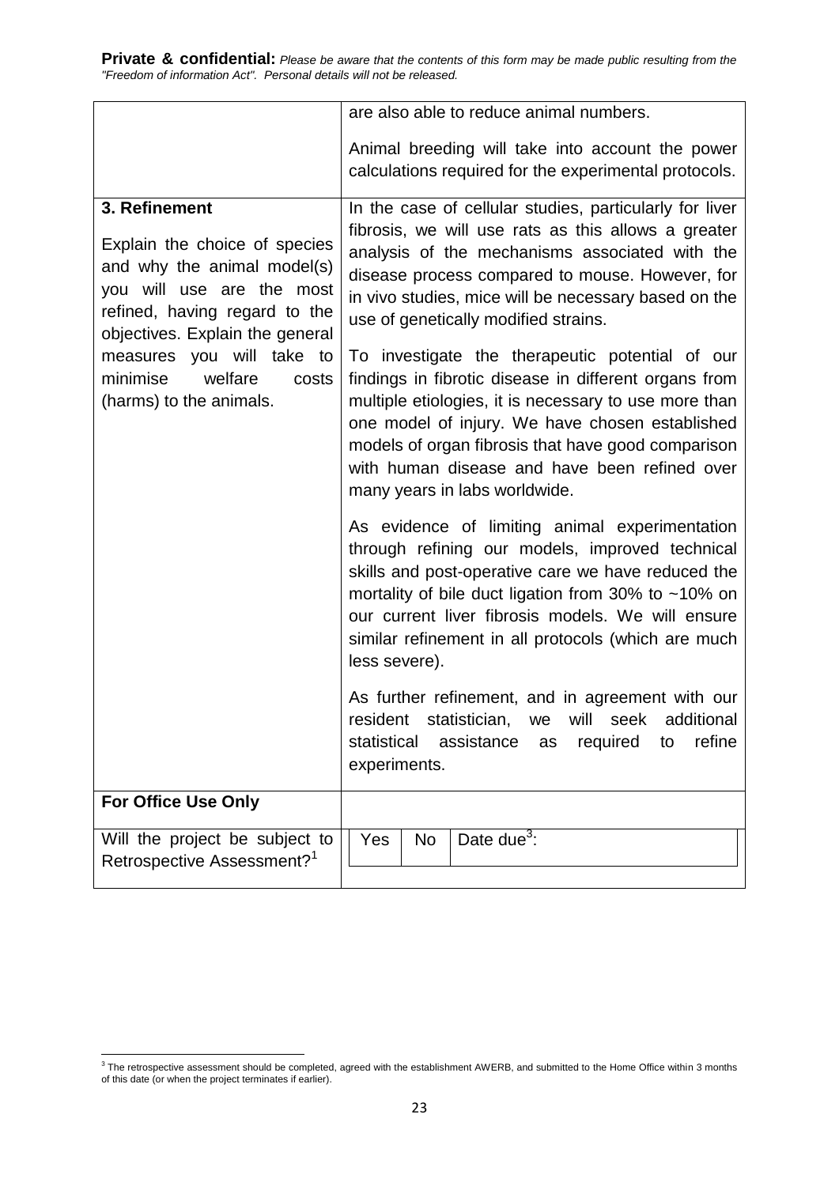**Private & confidential:** *Please be aware that the contents of this form may be made public resulting from the "Freedom of information Act". Personal details will not be released.*

| | |
|---|---|
| | are also able to reduce animal numbers.<br><br>Animal breeding will take into account the power calculations required for the experimental protocols. |
| **3. Refinement**<br><br>Explain the choice of species and why the animal model(s) you will use are the most refined, having regard to the objectives. Explain the general measures you will take to minimise welfare costs (harms) to the animals. | In the case of cellular studies, particularly for liver fibrosis, we will use rats as this allows a greater analysis of the mechanisms associated with the disease process compared to mouse. However, for in vivo studies, mice will be necessary based on the use of genetically modified strains.<br><br>To investigate the therapeutic potential of our findings in fibrotic disease in different organs from multiple etiologies, it is necessary to use more than one model of injury. We have chosen established models of organ fibrosis that have good comparison with human disease and have been refined over many years in labs worldwide.<br><br>As evidence of limiting animal experimentation through refining our models, improved technical skills and post-operative care we have reduced the mortality of bile duct ligation from 30% to ~10% on our current liver fibrosis models. We will ensure similar refinement in all protocols (which are much less severe).<br><br>As further refinement, and in agreement with our resident statistician, we will seek additional statistical assistance as required to refine experiments. |
| **For Office Use Only** | |
| Will the project be subject to Retrospective Assessment?[1] | Yes / No / Date due[3]: |

[3] The retrospective assessment should be completed, agreed with the establishment AWERB, and submitted to the Home Office within 3 months of this date (or when the project terminates if earlier).